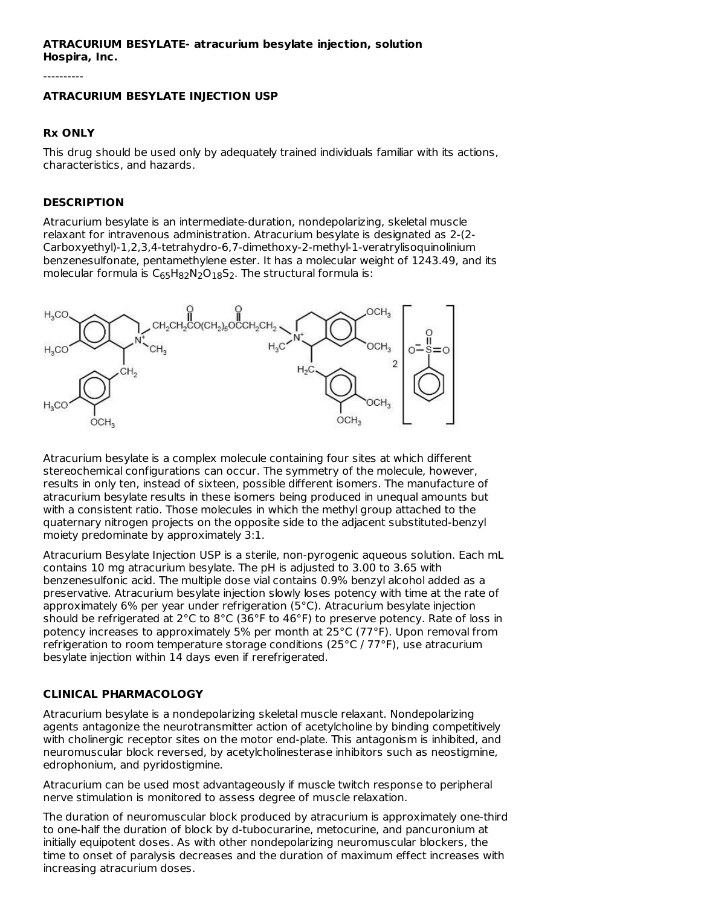**ATRACURIUM BESYLATE- atracurium besylate injection, solution**
**Hospira, Inc.**

----------

**ATRACURIUM BESYLATE INJECTION USP**

**Rx ONLY**

This drug should be used only by adequately trained individuals familiar with its actions, characteristics, and hazards.

## DESCRIPTION

Atracurium besylate is an intermediate-duration, nondepolarizing, skeletal muscle relaxant for intravenous administration. Atracurium besylate is designated as 2-(2-Carboxyethyl)-1,2,3,4-tetrahydro-6,7-dimethoxy-2-methyl-1-veratrylisoquinolinium benzenesulfonate, pentamethylene ester. It has a molecular weight of 1243.49, and its molecular formula is $C_{65}H_{82}N_2O_{18}S_2$. The structural formula is:

Atracurium besylate is a complex molecule containing four sites at which different stereochemical configurations can occur. The symmetry of the molecule, however, results in only ten, instead of sixteen, possible different isomers. The manufacture of atracurium besylate results in these isomers being produced in unequal amounts but with a consistent ratio. Those molecules in which the methyl group attached to the quaternary nitrogen projects on the opposite side to the adjacent substituted-benzyl moiety predominate by approximately 3:1.

Atracurium Besylate Injection USP is a sterile, non-pyrogenic aqueous solution. Each mL contains 10 mg atracurium besylate. The pH is adjusted to 3.00 to 3.65 with benzenesulfonic acid. The multiple dose vial contains 0.9% benzyl alcohol added as a preservative. Atracurium besylate injection slowly loses potency with time at the rate of approximately 6% per year under refrigeration (5°C). Atracurium besylate injection should be refrigerated at 2°C to 8°C (36°F to 46°F) to preserve potency. Rate of loss in potency increases to approximately 5% per month at 25°C (77°F). Upon removal from refrigeration to room temperature storage conditions (25°C / 77°F), use atracurium besylate injection within 14 days even if rerefrigerated.

## CLINICAL PHARMACOLOGY

Atracurium besylate is a nondepolarizing skeletal muscle relaxant. Nondepolarizing agents antagonize the neurotransmitter action of acetylcholine by binding competitively with cholinergic receptor sites on the motor end-plate. This antagonism is inhibited, and neuromuscular block reversed, by acetylcholinesterase inhibitors such as neostigmine, edrophonium, and pyridostigmine.

Atracurium can be used most advantageously if muscle twitch response to peripheral nerve stimulation is monitored to assess degree of muscle relaxation.

The duration of neuromuscular block produced by atracurium is approximately one-third to one-half the duration of block by d-tubocurarine, metocurine, and pancuronium at initially equipotent doses. As with other nondepolarizing neuromuscular blockers, the time to onset of paralysis decreases and the duration of maximum effect increases with increasing atracurium doses.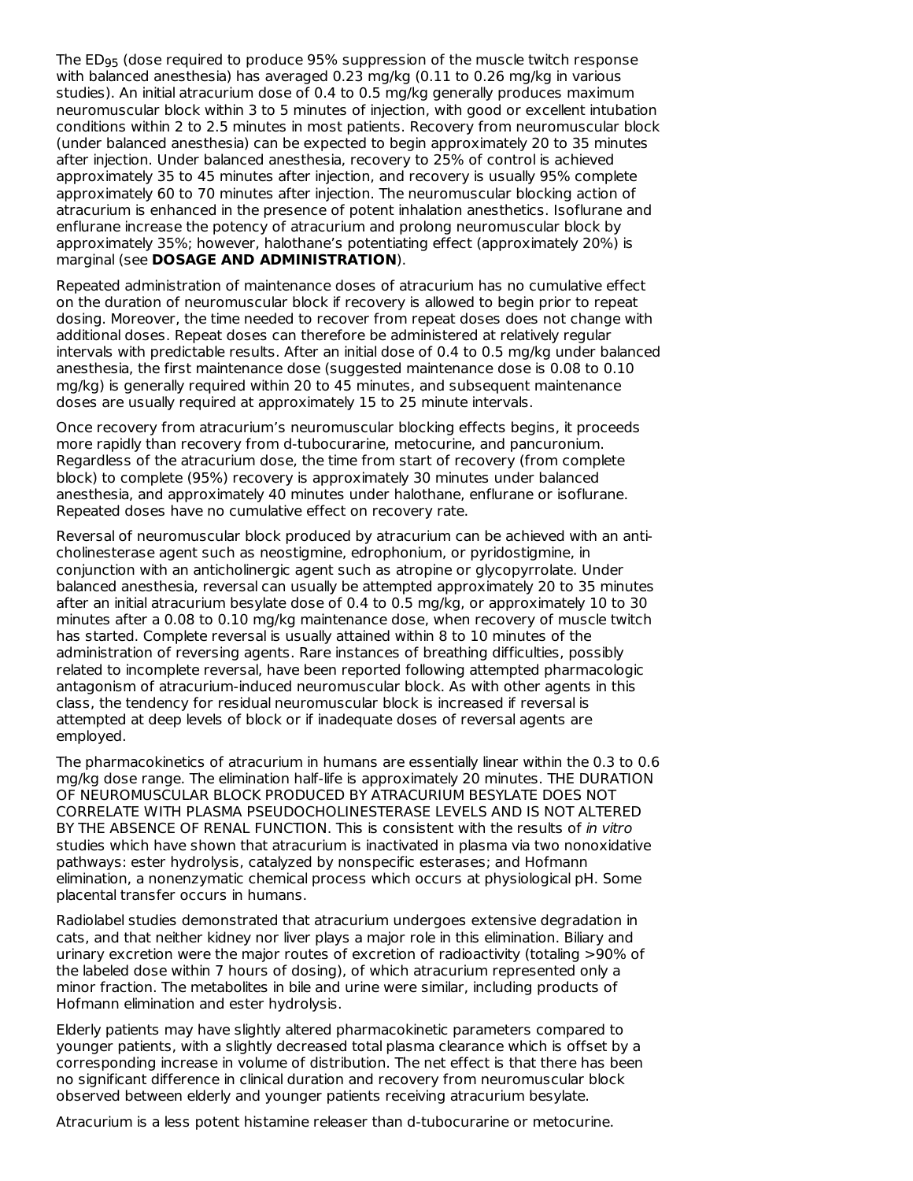The $ED_{95}$ (dose required to produce 95% suppression of the muscle twitch response with balanced anesthesia) has averaged 0.23 mg/kg (0.11 to 0.26 mg/kg in various studies). An initial atracurium dose of 0.4 to 0.5 mg/kg generally produces maximum neuromuscular block within 3 to 5 minutes of injection, with good or excellent intubation conditions within 2 to 2.5 minutes in most patients. Recovery from neuromuscular block (under balanced anesthesia) can be expected to begin approximately 20 to 35 minutes after injection. Under balanced anesthesia, recovery to 25% of control is achieved approximately 35 to 45 minutes after injection, and recovery is usually 95% complete approximately 60 to 70 minutes after injection. The neuromuscular blocking action of atracurium is enhanced in the presence of potent inhalation anesthetics. Isoflurane and enflurane increase the potency of atracurium and prolong neuromuscular block by approximately 35%; however, halothane's potentiating effect (approximately 20%) is marginal (see **DOSAGE AND ADMINISTRATION**).

Repeated administration of maintenance doses of atracurium has no cumulative effect on the duration of neuromuscular block if recovery is allowed to begin prior to repeat dosing. Moreover, the time needed to recover from repeat doses does not change with additional doses. Repeat doses can therefore be administered at relatively regular intervals with predictable results. After an initial dose of 0.4 to 0.5 mg/kg under balanced anesthesia, the first maintenance dose (suggested maintenance dose is 0.08 to 0.10 mg/kg) is generally required within 20 to 45 minutes, and subsequent maintenance doses are usually required at approximately 15 to 25 minute intervals.

Once recovery from atracurium's neuromuscular blocking effects begins, it proceeds more rapidly than recovery from d-tubocurarine, metocurine, and pancuronium. Regardless of the atracurium dose, the time from start of recovery (from complete block) to complete (95%) recovery is approximately 30 minutes under balanced anesthesia, and approximately 40 minutes under halothane, enflurane or isoflurane. Repeated doses have no cumulative effect on recovery rate.

Reversal of neuromuscular block produced by atracurium can be achieved with an anti-cholinesterase agent such as neostigmine, edrophonium, or pyridostigmine, in conjunction with an anticholinergic agent such as atropine or glycopyrrolate. Under balanced anesthesia, reversal can usually be attempted approximately 20 to 35 minutes after an initial atracurium besylate dose of 0.4 to 0.5 mg/kg, or approximately 10 to 30 minutes after a 0.08 to 0.10 mg/kg maintenance dose, when recovery of muscle twitch has started. Complete reversal is usually attained within 8 to 10 minutes of the administration of reversing agents. Rare instances of breathing difficulties, possibly related to incomplete reversal, have been reported following attempted pharmacologic antagonism of atracurium-induced neuromuscular block. As with other agents in this class, the tendency for residual neuromuscular block is increased if reversal is attempted at deep levels of block or if inadequate doses of reversal agents are employed.

The pharmacokinetics of atracurium in humans are essentially linear within the 0.3 to 0.6 mg/kg dose range. The elimination half-life is approximately 20 minutes. THE DURATION OF NEUROMUSCULAR BLOCK PRODUCED BY ATRACURIUM BESYLATE DOES NOT CORRELATE WITH PLASMA PSEUDOCHOLINESTERASE LEVELS AND IS NOT ALTERED BY THE ABSENCE OF RENAL FUNCTION. This is consistent with the results of *in vitro* studies which have shown that atracurium is inactivated in plasma via two nonoxidative pathways: ester hydrolysis, catalyzed by nonspecific esterases; and Hofmann elimination, a nonenzymatic chemical process which occurs at physiological pH. Some placental transfer occurs in humans.

Radiolabel studies demonstrated that atracurium undergoes extensive degradation in cats, and that neither kidney nor liver plays a major role in this elimination. Biliary and urinary excretion were the major routes of excretion of radioactivity (totaling >90% of the labeled dose within 7 hours of dosing), of which atracurium represented only a minor fraction. The metabolites in bile and urine were similar, including products of Hofmann elimination and ester hydrolysis.

Elderly patients may have slightly altered pharmacokinetic parameters compared to younger patients, with a slightly decreased total plasma clearance which is offset by a corresponding increase in volume of distribution. The net effect is that there has been no significant difference in clinical duration and recovery from neuromuscular block observed between elderly and younger patients receiving atracurium besylate.

Atracurium is a less potent histamine releaser than d-tubocurarine or metocurine.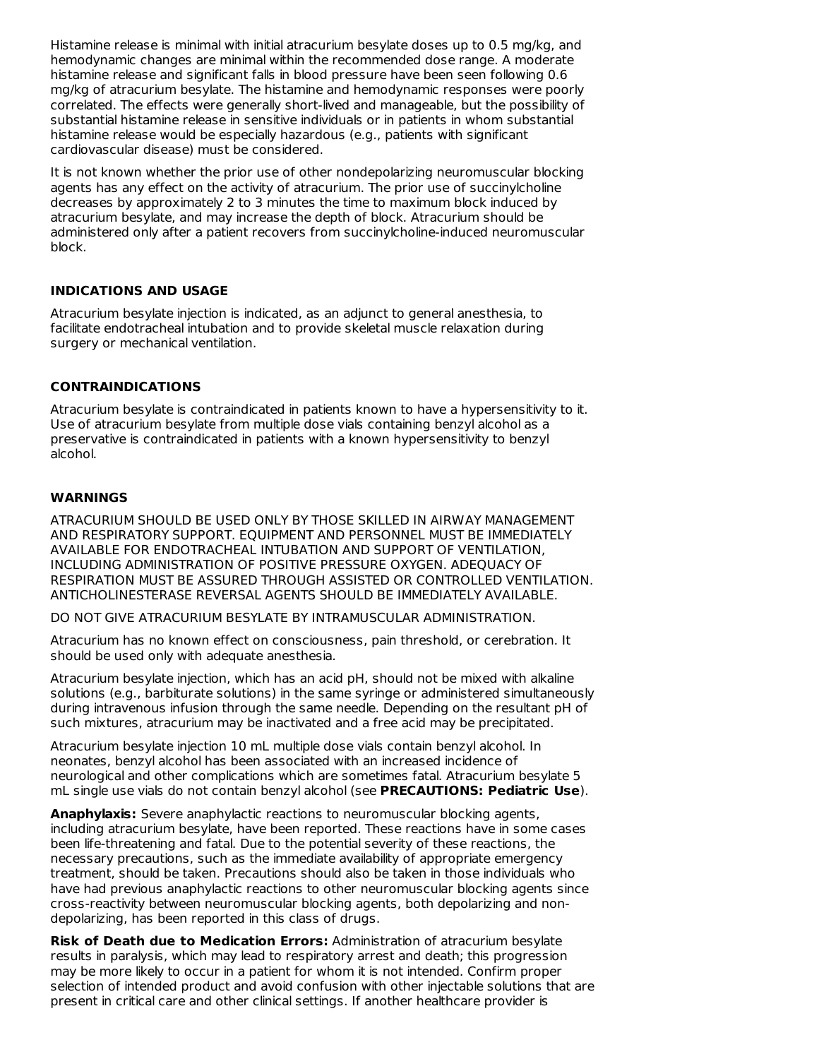Histamine release is minimal with initial atracurium besylate doses up to 0.5 mg/kg, and hemodynamic changes are minimal within the recommended dose range. A moderate histamine release and significant falls in blood pressure have been seen following 0.6 mg/kg of atracurium besylate. The histamine and hemodynamic responses were poorly correlated. The effects were generally short-lived and manageable, but the possibility of substantial histamine release in sensitive individuals or in patients in whom substantial histamine release would be especially hazardous (e.g., patients with significant cardiovascular disease) must be considered.

It is not known whether the prior use of other nondepolarizing neuromuscular blocking agents has any effect on the activity of atracurium. The prior use of succinylcholine decreases by approximately 2 to 3 minutes the time to maximum block induced by atracurium besylate, and may increase the depth of block. Atracurium should be administered only after a patient recovers from succinylcholine-induced neuromuscular block.

## INDICATIONS AND USAGE

Atracurium besylate injection is indicated, as an adjunct to general anesthesia, to facilitate endotracheal intubation and to provide skeletal muscle relaxation during surgery or mechanical ventilation.

## CONTRAINDICATIONS

Atracurium besylate is contraindicated in patients known to have a hypersensitivity to it. Use of atracurium besylate from multiple dose vials containing benzyl alcohol as a preservative is contraindicated in patients with a known hypersensitivity to benzyl alcohol.

## WARNINGS

ATRACURIUM SHOULD BE USED ONLY BY THOSE SKILLED IN AIRWAY MANAGEMENT AND RESPIRATORY SUPPORT. EQUIPMENT AND PERSONNEL MUST BE IMMEDIATELY AVAILABLE FOR ENDOTRACHEAL INTUBATION AND SUPPORT OF VENTILATION, INCLUDING ADMINISTRATION OF POSITIVE PRESSURE OXYGEN. ADEQUACY OF RESPIRATION MUST BE ASSURED THROUGH ASSISTED OR CONTROLLED VENTILATION. ANTICHOLINESTERASE REVERSAL AGENTS SHOULD BE IMMEDIATELY AVAILABLE.

DO NOT GIVE ATRACURIUM BESYLATE BY INTRAMUSCULAR ADMINISTRATION.

Atracurium has no known effect on consciousness, pain threshold, or cerebration. It should be used only with adequate anesthesia.

Atracurium besylate injection, which has an acid pH, should not be mixed with alkaline solutions (e.g., barbiturate solutions) in the same syringe or administered simultaneously during intravenous infusion through the same needle. Depending on the resultant pH of such mixtures, atracurium may be inactivated and a free acid may be precipitated.

Atracurium besylate injection 10 mL multiple dose vials contain benzyl alcohol. In neonates, benzyl alcohol has been associated with an increased incidence of neurological and other complications which are sometimes fatal. Atracurium besylate 5 mL single use vials do not contain benzyl alcohol (see **PRECAUTIONS: Pediatric Use**).

**Anaphylaxis:** Severe anaphylactic reactions to neuromuscular blocking agents, including atracurium besylate, have been reported. These reactions have in some cases been life-threatening and fatal. Due to the potential severity of these reactions, the necessary precautions, such as the immediate availability of appropriate emergency treatment, should be taken. Precautions should also be taken in those individuals who have had previous anaphylactic reactions to other neuromuscular blocking agents since cross-reactivity between neuromuscular blocking agents, both depolarizing and non-depolarizing, has been reported in this class of drugs.

**Risk of Death due to Medication Errors:** Administration of atracurium besylate results in paralysis, which may lead to respiratory arrest and death; this progression may be more likely to occur in a patient for whom it is not intended. Confirm proper selection of intended product and avoid confusion with other injectable solutions that are present in critical care and other clinical settings. If another healthcare provider is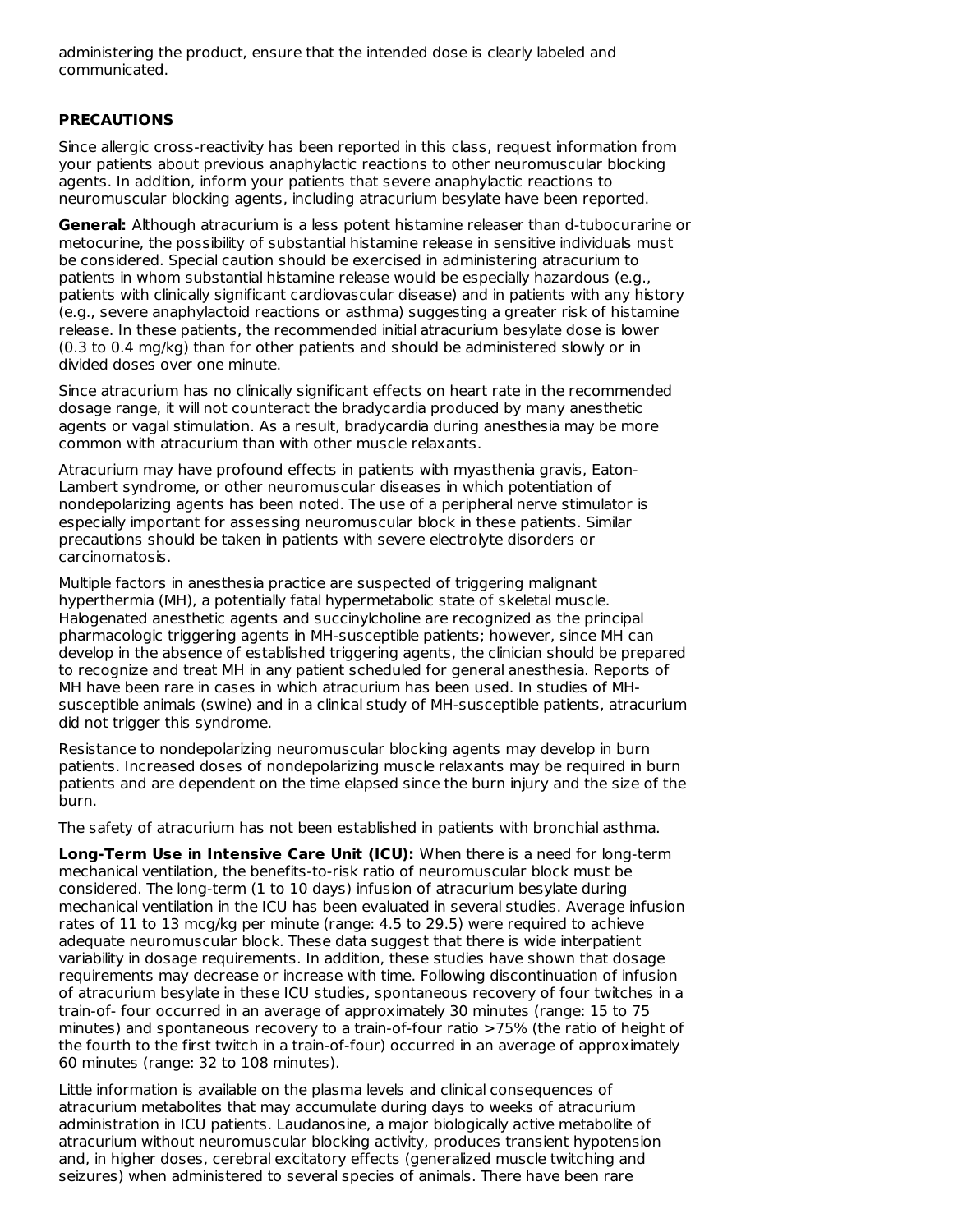administering the product, ensure that the intended dose is clearly labeled and communicated.

## PRECAUTIONS

Since allergic cross-reactivity has been reported in this class, request information from your patients about previous anaphylactic reactions to other neuromuscular blocking agents. In addition, inform your patients that severe anaphylactic reactions to neuromuscular blocking agents, including atracurium besylate have been reported.

**General:** Although atracurium is a less potent histamine releaser than d-tubocurarine or metocurine, the possibility of substantial histamine release in sensitive individuals must be considered. Special caution should be exercised in administering atracurium to patients in whom substantial histamine release would be especially hazardous (e.g., patients with clinically significant cardiovascular disease) and in patients with any history (e.g., severe anaphylactoid reactions or asthma) suggesting a greater risk of histamine release. In these patients, the recommended initial atracurium besylate dose is lower (0.3 to 0.4 mg/kg) than for other patients and should be administered slowly or in divided doses over one minute.

Since atracurium has no clinically significant effects on heart rate in the recommended dosage range, it will not counteract the bradycardia produced by many anesthetic agents or vagal stimulation. As a result, bradycardia during anesthesia may be more common with atracurium than with other muscle relaxants.

Atracurium may have profound effects in patients with myasthenia gravis, Eaton-Lambert syndrome, or other neuromuscular diseases in which potentiation of nondepolarizing agents has been noted. The use of a peripheral nerve stimulator is especially important for assessing neuromuscular block in these patients. Similar precautions should be taken in patients with severe electrolyte disorders or carcinomatosis.

Multiple factors in anesthesia practice are suspected of triggering malignant hyperthermia (MH), a potentially fatal hypermetabolic state of skeletal muscle. Halogenated anesthetic agents and succinylcholine are recognized as the principal pharmacologic triggering agents in MH-susceptible patients; however, since MH can develop in the absence of established triggering agents, the clinician should be prepared to recognize and treat MH in any patient scheduled for general anesthesia. Reports of MH have been rare in cases in which atracurium has been used. In studies of MH-susceptible animals (swine) and in a clinical study of MH-susceptible patients, atracurium did not trigger this syndrome.

Resistance to nondepolarizing neuromuscular blocking agents may develop in burn patients. Increased doses of nondepolarizing muscle relaxants may be required in burn patients and are dependent on the time elapsed since the burn injury and the size of the burn.

The safety of atracurium has not been established in patients with bronchial asthma.

**Long-Term Use in Intensive Care Unit (ICU):** When there is a need for long-term mechanical ventilation, the benefits-to-risk ratio of neuromuscular block must be considered. The long-term (1 to 10 days) infusion of atracurium besylate during mechanical ventilation in the ICU has been evaluated in several studies. Average infusion rates of 11 to 13 mcg/kg per minute (range: 4.5 to 29.5) were required to achieve adequate neuromuscular block. These data suggest that there is wide interpatient variability in dosage requirements. In addition, these studies have shown that dosage requirements may decrease or increase with time. Following discontinuation of infusion of atracurium besylate in these ICU studies, spontaneous recovery of four twitches in a train-of- four occurred in an average of approximately 30 minutes (range: 15 to 75 minutes) and spontaneous recovery to a train-of-four ratio >75% (the ratio of height of the fourth to the first twitch in a train-of-four) occurred in an average of approximately 60 minutes (range: 32 to 108 minutes).

Little information is available on the plasma levels and clinical consequences of atracurium metabolites that may accumulate during days to weeks of atracurium administration in ICU patients. Laudanosine, a major biologically active metabolite of atracurium without neuromuscular blocking activity, produces transient hypotension and, in higher doses, cerebral excitatory effects (generalized muscle twitching and seizures) when administered to several species of animals. There have been rare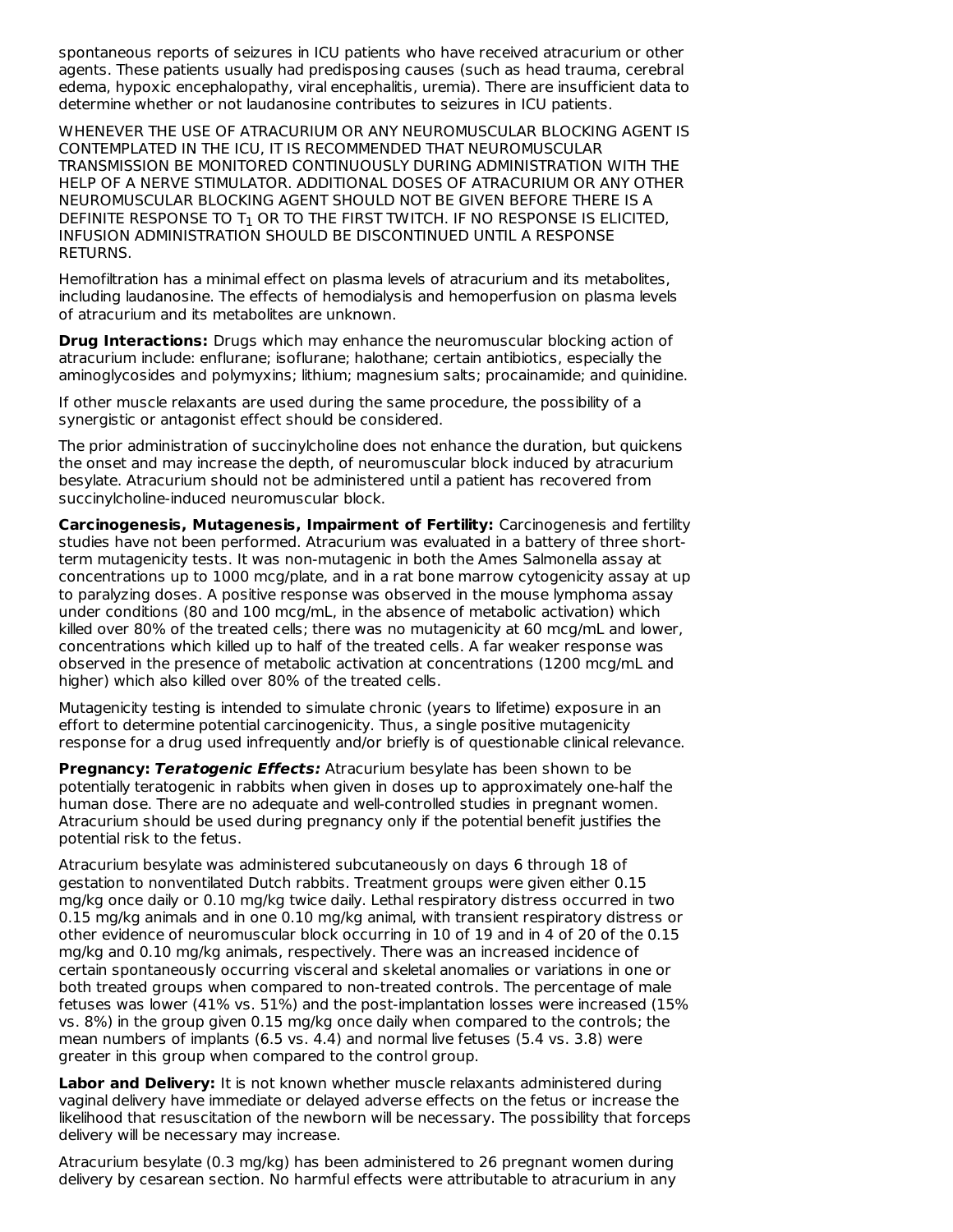spontaneous reports of seizures in ICU patients who have received atracurium or other agents. These patients usually had predisposing causes (such as head trauma, cerebral edema, hypoxic encephalopathy, viral encephalitis, uremia). There are insufficient data to determine whether or not laudanosine contributes to seizures in ICU patients.

WHENEVER THE USE OF ATRACURIUM OR ANY NEUROMUSCULAR BLOCKING AGENT IS CONTEMPLATED IN THE ICU, IT IS RECOMMENDED THAT NEUROMUSCULAR TRANSMISSION BE MONITORED CONTINUOUSLY DURING ADMINISTRATION WITH THE HELP OF A NERVE STIMULATOR. ADDITIONAL DOSES OF ATRACURIUM OR ANY OTHER NEUROMUSCULAR BLOCKING AGENT SHOULD NOT BE GIVEN BEFORE THERE IS A DEFINITE RESPONSE TO $T_1$ OR TO THE FIRST TWITCH. IF NO RESPONSE IS ELICITED, INFUSION ADMINISTRATION SHOULD BE DISCONTINUED UNTIL A RESPONSE RETURNS.

Hemofiltration has a minimal effect on plasma levels of atracurium and its metabolites, including laudanosine. The effects of hemodialysis and hemoperfusion on plasma levels of atracurium and its metabolites are unknown.

**Drug Interactions:** Drugs which may enhance the neuromuscular blocking action of atracurium include: enflurane; isoflurane; halothane; certain antibiotics, especially the aminoglycosides and polymyxins; lithium; magnesium salts; procainamide; and quinidine.

If other muscle relaxants are used during the same procedure, the possibility of a synergistic or antagonist effect should be considered.

The prior administration of succinylcholine does not enhance the duration, but quickens the onset and may increase the depth, of neuromuscular block induced by atracurium besylate. Atracurium should not be administered until a patient has recovered from succinylcholine-induced neuromuscular block.

**Carcinogenesis, Mutagenesis, Impairment of Fertility:** Carcinogenesis and fertility studies have not been performed. Atracurium was evaluated in a battery of three short-term mutagenicity tests. It was non-mutagenic in both the Ames Salmonella assay at concentrations up to 1000 mcg/plate, and in a rat bone marrow cytogenicity assay at up to paralyzing doses. A positive response was observed in the mouse lymphoma assay under conditions (80 and 100 mcg/mL, in the absence of metabolic activation) which killed over 80% of the treated cells; there was no mutagenicity at 60 mcg/mL and lower, concentrations which killed up to half of the treated cells. A far weaker response was observed in the presence of metabolic activation at concentrations (1200 mcg/mL and higher) which also killed over 80% of the treated cells.

Mutagenicity testing is intended to simulate chronic (years to lifetime) exposure in an effort to determine potential carcinogenicity. Thus, a single positive mutagenicity response for a drug used infrequently and/or briefly is of questionable clinical relevance.

**Pregnancy:** ***Teratogenic Effects:*** Atracurium besylate has been shown to be potentially teratogenic in rabbits when given in doses up to approximately one-half the human dose. There are no adequate and well-controlled studies in pregnant women. Atracurium should be used during pregnancy only if the potential benefit justifies the potential risk to the fetus.

Atracurium besylate was administered subcutaneously on days 6 through 18 of gestation to nonventilated Dutch rabbits. Treatment groups were given either 0.15 mg/kg once daily or 0.10 mg/kg twice daily. Lethal respiratory distress occurred in two 0.15 mg/kg animals and in one 0.10 mg/kg animal, with transient respiratory distress or other evidence of neuromuscular block occurring in 10 of 19 and in 4 of 20 of the 0.15 mg/kg and 0.10 mg/kg animals, respectively. There was an increased incidence of certain spontaneously occurring visceral and skeletal anomalies or variations in one or both treated groups when compared to non-treated controls. The percentage of male fetuses was lower (41% vs. 51%) and the post-implantation losses were increased (15% vs. 8%) in the group given 0.15 mg/kg once daily when compared to the controls; the mean numbers of implants (6.5 vs. 4.4) and normal live fetuses (5.4 vs. 3.8) were greater in this group when compared to the control group.

**Labor and Delivery:** It is not known whether muscle relaxants administered during vaginal delivery have immediate or delayed adverse effects on the fetus or increase the likelihood that resuscitation of the newborn will be necessary. The possibility that forceps delivery will be necessary may increase.

Atracurium besylate (0.3 mg/kg) has been administered to 26 pregnant women during delivery by cesarean section. No harmful effects were attributable to atracurium in any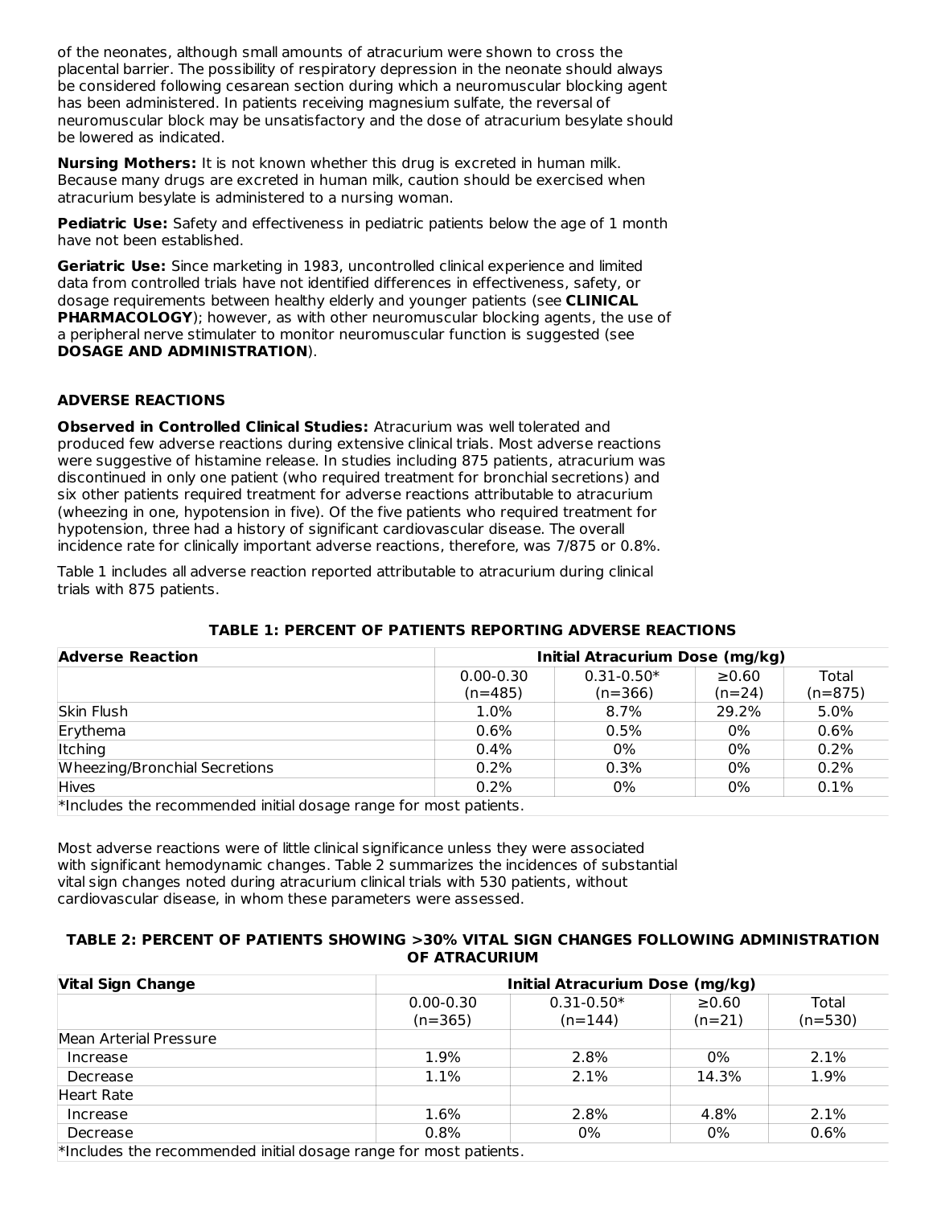of the neonates, although small amounts of atracurium were shown to cross the placental barrier. The possibility of respiratory depression in the neonate should always be considered following cesarean section during which a neuromuscular blocking agent has been administered. In patients receiving magnesium sulfate, the reversal of neuromuscular block may be unsatisfactory and the dose of atracurium besylate should be lowered as indicated.

**Nursing Mothers:** It is not known whether this drug is excreted in human milk. Because many drugs are excreted in human milk, caution should be exercised when atracurium besylate is administered to a nursing woman.

**Pediatric Use:** Safety and effectiveness in pediatric patients below the age of 1 month have not been established.

**Geriatric Use:** Since marketing in 1983, uncontrolled clinical experience and limited data from controlled trials have not identified differences in effectiveness, safety, or dosage requirements between healthy elderly and younger patients (see **CLINICAL PHARMACOLOGY**); however, as with other neuromuscular blocking agents, the use of a peripheral nerve stimulater to monitor neuromuscular function is suggested (see **DOSAGE AND ADMINISTRATION**).

## ADVERSE REACTIONS

**Observed in Controlled Clinical Studies:** Atracurium was well tolerated and produced few adverse reactions during extensive clinical trials. Most adverse reactions were suggestive of histamine release. In studies including 875 patients, atracurium was discontinued in only one patient (who required treatment for bronchial secretions) and six other patients required treatment for adverse reactions attributable to atracurium (wheezing in one, hypotension in five). Of the five patients who required treatment for hypotension, three had a history of significant cardiovascular disease. The overall incidence rate for clinically important adverse reactions, therefore, was 7/875 or 0.8%.

Table 1 includes all adverse reaction reported attributable to atracurium during clinical trials with 875 patients.

**TABLE 1: PERCENT OF PATIENTS REPORTING ADVERSE REACTIONS**

| Adverse Reaction | Initial Atracurium Dose (mg/kg) | | | |
|---|---|---|---|---|
| | 0.00-0.30 (n=485) | 0.31-0.50* (n=366) | ≥0.60 (n=24) | Total (n=875) |
| Skin Flush | 1.0% | 8.7% | 29.2% | 5.0% |
| Erythema | 0.6% | 0.5% | 0% | 0.6% |
| Itching | 0.4% | 0% | 0% | 0.2% |
| Wheezing/Bronchial Secretions | 0.2% | 0.3% | 0% | 0.2% |
| Hives | 0.2% | 0% | 0% | 0.1% |

*Includes the recommended initial dosage range for most patients.

Most adverse reactions were of little clinical significance unless they were associated with significant hemodynamic changes. Table 2 summarizes the incidences of substantial vital sign changes noted during atracurium clinical trials with 530 patients, without cardiovascular disease, in whom these parameters were assessed.

**TABLE 2: PERCENT OF PATIENTS SHOWING >30% VITAL SIGN CHANGES FOLLOWING ADMINISTRATION OF ATRACURIUM**

| Vital Sign Change | Initial Atracurium Dose (mg/kg) | | | |
|---|---|---|---|---|
| | 0.00-0.30 (n=365) | 0.31-0.50* (n=144) | ≥0.60 (n=21) | Total (n=530) |
| Mean Arterial Pressure | | | | |
| Increase | 1.9% | 2.8% | 0% | 2.1% |
| Decrease | 1.1% | 2.1% | 14.3% | 1.9% |
| Heart Rate | | | | |
| Increase | 1.6% | 2.8% | 4.8% | 2.1% |
| Decrease | 0.8% | 0% | 0% | 0.6% |

*Includes the recommended initial dosage range for most patients.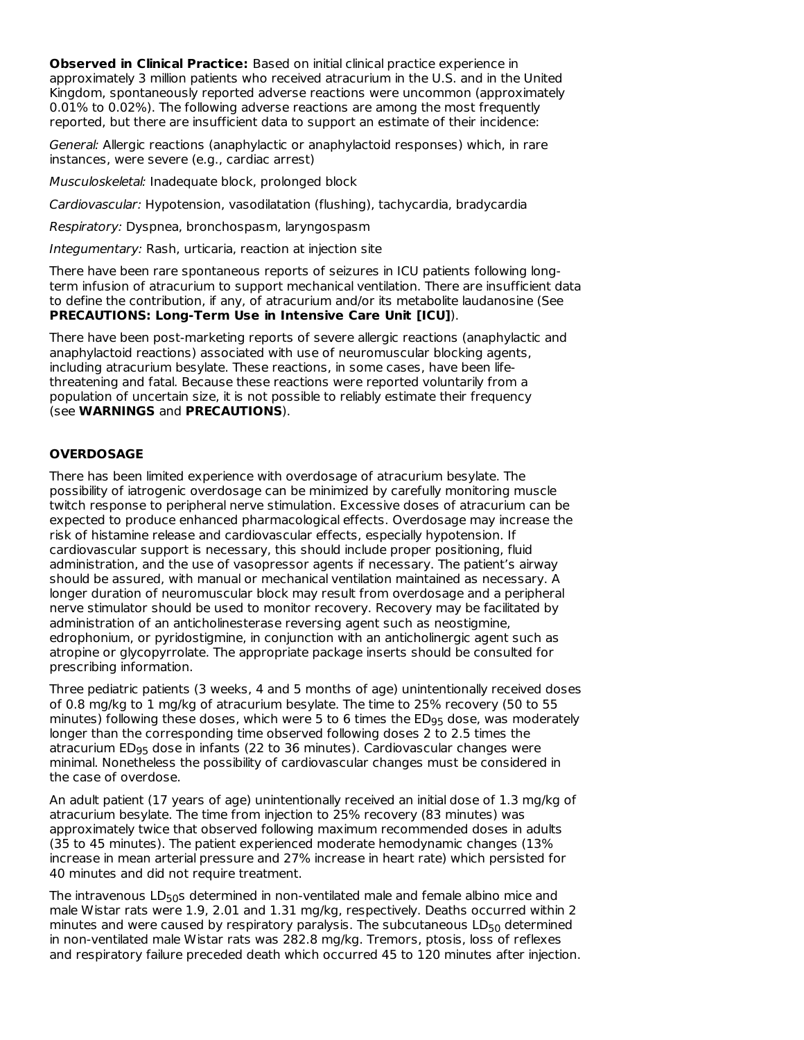**Observed in Clinical Practice:** Based on initial clinical practice experience in approximately 3 million patients who received atracurium in the U.S. and in the United Kingdom, spontaneously reported adverse reactions were uncommon (approximately 0.01% to 0.02%). The following adverse reactions are among the most frequently reported, but there are insufficient data to support an estimate of their incidence:

*General:* Allergic reactions (anaphylactic or anaphylactoid responses) which, in rare instances, were severe (e.g., cardiac arrest)

*Musculoskeletal:* Inadequate block, prolonged block

*Cardiovascular:* Hypotension, vasodilatation (flushing), tachycardia, bradycardia

*Respiratory:* Dyspnea, bronchospasm, laryngospasm

*Integumentary:* Rash, urticaria, reaction at injection site

There have been rare spontaneous reports of seizures in ICU patients following long-term infusion of atracurium to support mechanical ventilation. There are insufficient data to define the contribution, if any, of atracurium and/or its metabolite laudanosine (See **PRECAUTIONS: Long-Term Use in Intensive Care Unit [ICU]**).

There have been post-marketing reports of severe allergic reactions (anaphylactic and anaphylactoid reactions) associated with use of neuromuscular blocking agents, including atracurium besylate. These reactions, in some cases, have been life-threatening and fatal. Because these reactions were reported voluntarily from a population of uncertain size, it is not possible to reliably estimate their frequency (see **WARNINGS** and **PRECAUTIONS**).

## OVERDOSAGE

There has been limited experience with overdosage of atracurium besylate. The possibility of iatrogenic overdosage can be minimized by carefully monitoring muscle twitch response to peripheral nerve stimulation. Excessive doses of atracurium can be expected to produce enhanced pharmacological effects. Overdosage may increase the risk of histamine release and cardiovascular effects, especially hypotension. If cardiovascular support is necessary, this should include proper positioning, fluid administration, and the use of vasopressor agents if necessary. The patient's airway should be assured, with manual or mechanical ventilation maintained as necessary. A longer duration of neuromuscular block may result from overdosage and a peripheral nerve stimulator should be used to monitor recovery. Recovery may be facilitated by administration of an anticholinesterase reversing agent such as neostigmine, edrophonium, or pyridostigmine, in conjunction with an anticholinergic agent such as atropine or glycopyrrolate. The appropriate package inserts should be consulted for prescribing information.

Three pediatric patients (3 weeks, 4 and 5 months of age) unintentionally received doses of 0.8 mg/kg to 1 mg/kg of atracurium besylate. The time to 25% recovery (50 to 55 minutes) following these doses, which were 5 to 6 times the $ED_{95}$ dose, was moderately longer than the corresponding time observed following doses 2 to 2.5 times the atracurium $ED_{95}$ dose in infants (22 to 36 minutes). Cardiovascular changes were minimal. Nonetheless the possibility of cardiovascular changes must be considered in the case of overdose.

An adult patient (17 years of age) unintentionally received an initial dose of 1.3 mg/kg of atracurium besylate. The time from injection to 25% recovery (83 minutes) was approximately twice that observed following maximum recommended doses in adults (35 to 45 minutes). The patient experienced moderate hemodynamic changes (13% increase in mean arterial pressure and 27% increase in heart rate) which persisted for 40 minutes and did not require treatment.

The intravenous $LD_{50}$s determined in non-ventilated male and female albino mice and male Wistar rats were 1.9, 2.01 and 1.31 mg/kg, respectively. Deaths occurred within 2 minutes and were caused by respiratory paralysis. The subcutaneous $LD_{50}$ determined in non-ventilated male Wistar rats was 282.8 mg/kg. Tremors, ptosis, loss of reflexes and respiratory failure preceded death which occurred 45 to 120 minutes after injection.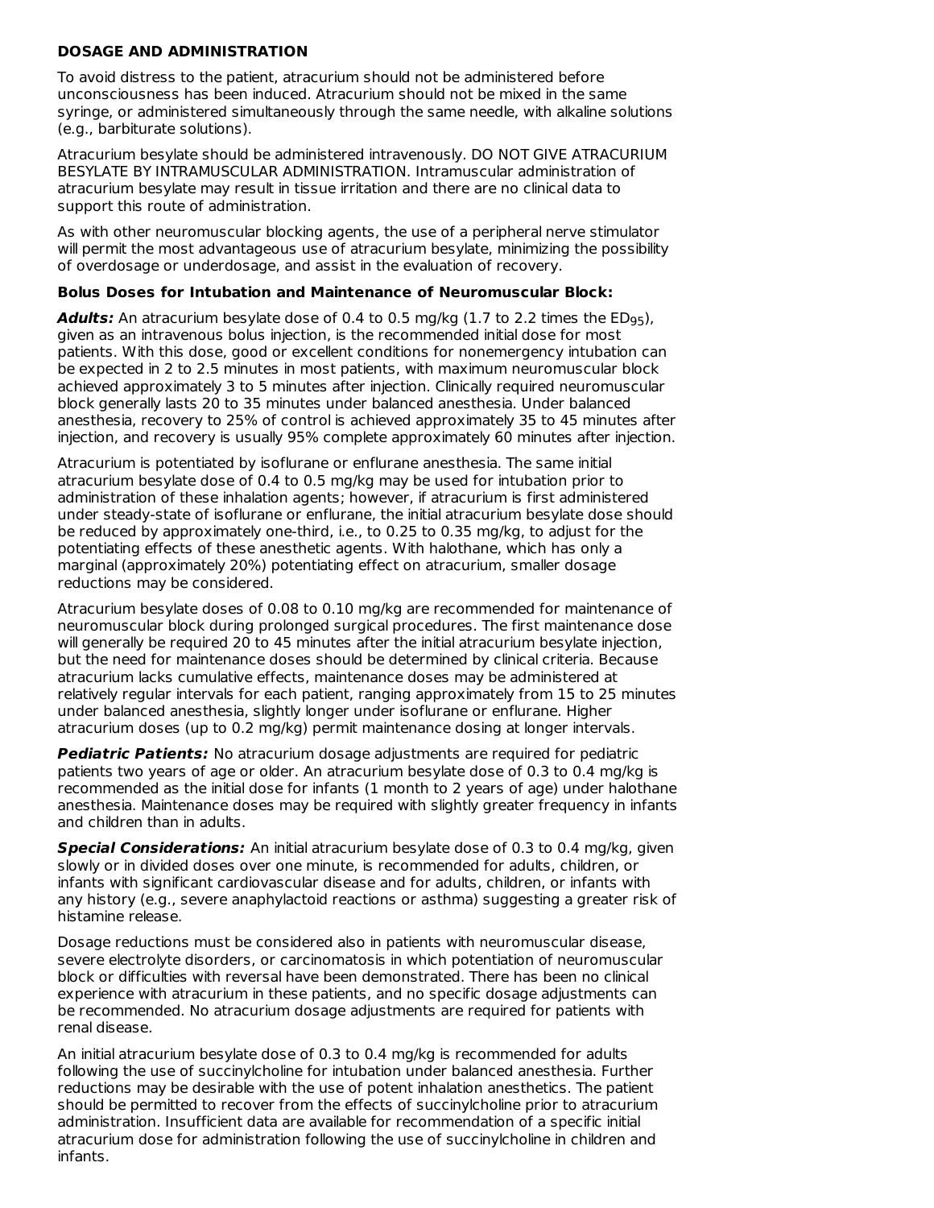**DOSAGE AND ADMINISTRATION**

To avoid distress to the patient, atracurium should not be administered before unconsciousness has been induced. Atracurium should not be mixed in the same syringe, or administered simultaneously through the same needle, with alkaline solutions (e.g., barbiturate solutions).

Atracurium besylate should be administered intravenously. DO NOT GIVE ATRACURIUM BESYLATE BY INTRAMUSCULAR ADMINISTRATION. Intramuscular administration of atracurium besylate may result in tissue irritation and there are no clinical data to support this route of administration.

As with other neuromuscular blocking agents, the use of a peripheral nerve stimulator will permit the most advantageous use of atracurium besylate, minimizing the possibility of overdosage or underdosage, and assist in the evaluation of recovery.

**Bolus Doses for Intubation and Maintenance of Neuromuscular Block:**

***Adults:*** An atracurium besylate dose of 0.4 to 0.5 mg/kg (1.7 to 2.2 times the $ED_{95}$), given as an intravenous bolus injection, is the recommended initial dose for most patients. With this dose, good or excellent conditions for nonemergency intubation can be expected in 2 to 2.5 minutes in most patients, with maximum neuromuscular block achieved approximately 3 to 5 minutes after injection. Clinically required neuromuscular block generally lasts 20 to 35 minutes under balanced anesthesia. Under balanced anesthesia, recovery to 25% of control is achieved approximately 35 to 45 minutes after injection, and recovery is usually 95% complete approximately 60 minutes after injection.

Atracurium is potentiated by isoflurane or enflurane anesthesia. The same initial atracurium besylate dose of 0.4 to 0.5 mg/kg may be used for intubation prior to administration of these inhalation agents; however, if atracurium is first administered under steady-state of isoflurane or enflurane, the initial atracurium besylate dose should be reduced by approximately one-third, i.e., to 0.25 to 0.35 mg/kg, to adjust for the potentiating effects of these anesthetic agents. With halothane, which has only a marginal (approximately 20%) potentiating effect on atracurium, smaller dosage reductions may be considered.

Atracurium besylate doses of 0.08 to 0.10 mg/kg are recommended for maintenance of neuromuscular block during prolonged surgical procedures. The first maintenance dose will generally be required 20 to 45 minutes after the initial atracurium besylate injection, but the need for maintenance doses should be determined by clinical criteria. Because atracurium lacks cumulative effects, maintenance doses may be administered at relatively regular intervals for each patient, ranging approximately from 15 to 25 minutes under balanced anesthesia, slightly longer under isoflurane or enflurane. Higher atracurium doses (up to 0.2 mg/kg) permit maintenance dosing at longer intervals.

***Pediatric Patients:*** No atracurium dosage adjustments are required for pediatric patients two years of age or older. An atracurium besylate dose of 0.3 to 0.4 mg/kg is recommended as the initial dose for infants (1 month to 2 years of age) under halothane anesthesia. Maintenance doses may be required with slightly greater frequency in infants and children than in adults.

***Special Considerations:*** An initial atracurium besylate dose of 0.3 to 0.4 mg/kg, given slowly or in divided doses over one minute, is recommended for adults, children, or infants with significant cardiovascular disease and for adults, children, or infants with any history (e.g., severe anaphylactoid reactions or asthma) suggesting a greater risk of histamine release.

Dosage reductions must be considered also in patients with neuromuscular disease, severe electrolyte disorders, or carcinomatosis in which potentiation of neuromuscular block or difficulties with reversal have been demonstrated. There has been no clinical experience with atracurium in these patients, and no specific dosage adjustments can be recommended. No atracurium dosage adjustments are required for patients with renal disease.

An initial atracurium besylate dose of 0.3 to 0.4 mg/kg is recommended for adults following the use of succinylcholine for intubation under balanced anesthesia. Further reductions may be desirable with the use of potent inhalation anesthetics. The patient should be permitted to recover from the effects of succinylcholine prior to atracurium administration. Insufficient data are available for recommendation of a specific initial atracurium dose for administration following the use of succinylcholine in children and infants.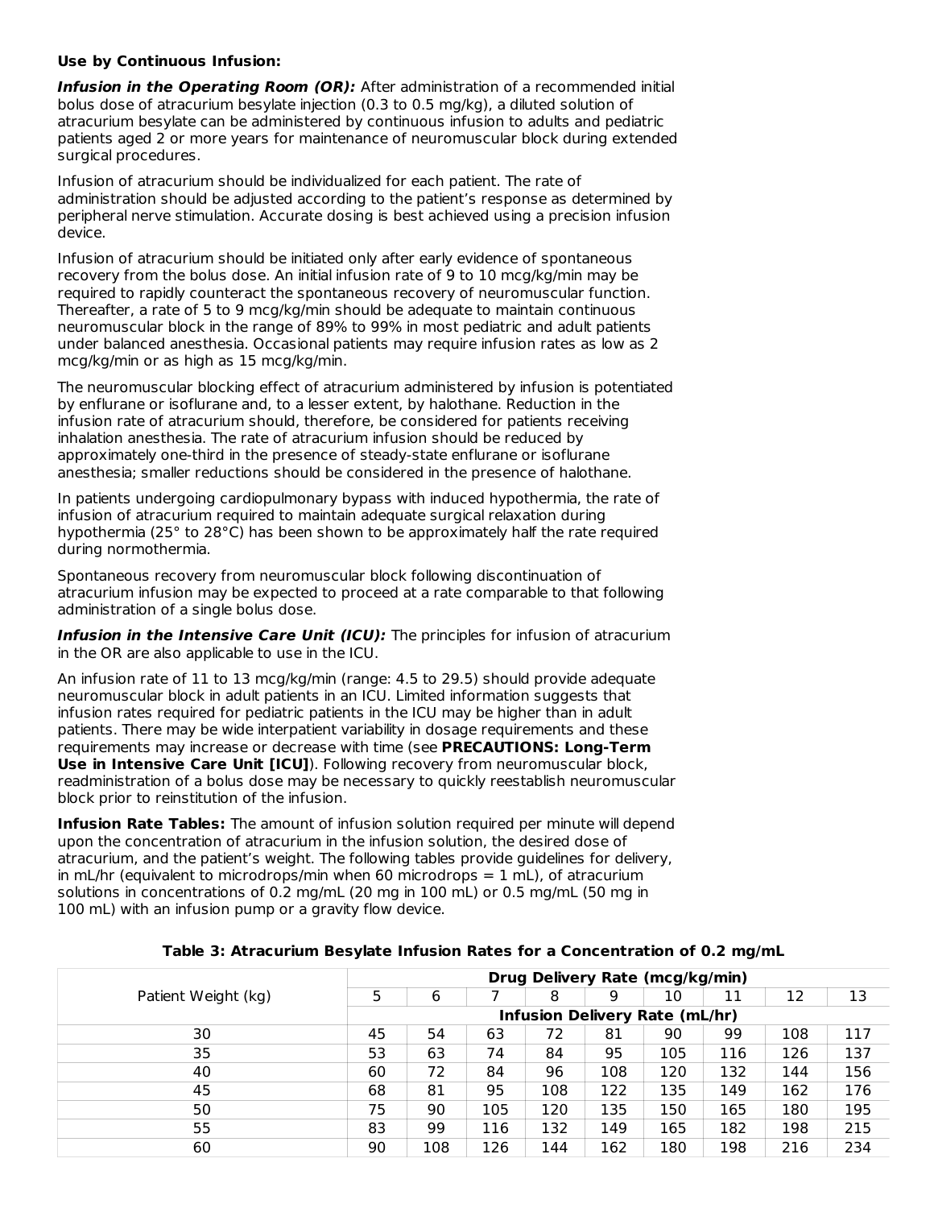**Use by Continuous Infusion:**

***Infusion in the Operating Room (OR):*** After administration of a recommended initial bolus dose of atracurium besylate injection (0.3 to 0.5 mg/kg), a diluted solution of atracurium besylate can be administered by continuous infusion to adults and pediatric patients aged 2 or more years for maintenance of neuromuscular block during extended surgical procedures.

Infusion of atracurium should be individualized for each patient. The rate of administration should be adjusted according to the patient's response as determined by peripheral nerve stimulation. Accurate dosing is best achieved using a precision infusion device.

Infusion of atracurium should be initiated only after early evidence of spontaneous recovery from the bolus dose. An initial infusion rate of 9 to 10 mcg/kg/min may be required to rapidly counteract the spontaneous recovery of neuromuscular function. Thereafter, a rate of 5 to 9 mcg/kg/min should be adequate to maintain continuous neuromuscular block in the range of 89% to 99% in most pediatric and adult patients under balanced anesthesia. Occasional patients may require infusion rates as low as 2 mcg/kg/min or as high as 15 mcg/kg/min.

The neuromuscular blocking effect of atracurium administered by infusion is potentiated by enflurane or isoflurane and, to a lesser extent, by halothane. Reduction in the infusion rate of atracurium should, therefore, be considered for patients receiving inhalation anesthesia. The rate of atracurium infusion should be reduced by approximately one-third in the presence of steady-state enflurane or isoflurane anesthesia; smaller reductions should be considered in the presence of halothane.

In patients undergoing cardiopulmonary bypass with induced hypothermia, the rate of infusion of atracurium required to maintain adequate surgical relaxation during hypothermia (25° to 28°C) has been shown to be approximately half the rate required during normothermia.

Spontaneous recovery from neuromuscular block following discontinuation of atracurium infusion may be expected to proceed at a rate comparable to that following administration of a single bolus dose.

***Infusion in the Intensive Care Unit (ICU):*** The principles for infusion of atracurium in the OR are also applicable to use in the ICU.

An infusion rate of 11 to 13 mcg/kg/min (range: 4.5 to 29.5) should provide adequate neuromuscular block in adult patients in an ICU. Limited information suggests that infusion rates required for pediatric patients in the ICU may be higher than in adult patients. There may be wide interpatient variability in dosage requirements and these requirements may increase or decrease with time (see **PRECAUTIONS: Long-Term Use in Intensive Care Unit [ICU]**). Following recovery from neuromuscular block, readministration of a bolus dose may be necessary to quickly reestablish neuromuscular block prior to reinstitution of the infusion.

**Infusion Rate Tables:** The amount of infusion solution required per minute will depend upon the concentration of atracurium in the infusion solution, the desired dose of atracurium, and the patient's weight. The following tables provide guidelines for delivery, in mL/hr (equivalent to microdrops/min when 60 microdrops = 1 mL), of atracurium solutions in concentrations of 0.2 mg/mL (20 mg in 100 mL) or 0.5 mg/mL (50 mg in 100 mL) with an infusion pump or a gravity flow device.

**Table 3: Atracurium Besylate Infusion Rates for a Concentration of 0.2 mg/mL**

| Patient Weight (kg) | **Drug Delivery Rate (mcg/kg/min)** | | | | | | | | |
|---|---|---|---|---|---|---|---|---|---|
| | 5 | 6 | 7 | 8 | 9 | 10 | 11 | 12 | 13 |
| | **Infusion Delivery Rate (mL/hr)** | | | | | | | | |
| 30 | 45 | 54 | 63 | 72 | 81 | 90 | 99 | 108 | 117 |
| 35 | 53 | 63 | 74 | 84 | 95 | 105 | 116 | 126 | 137 |
| 40 | 60 | 72 | 84 | 96 | 108 | 120 | 132 | 144 | 156 |
| 45 | 68 | 81 | 95 | 108 | 122 | 135 | 149 | 162 | 176 |
| 50 | 75 | 90 | 105 | 120 | 135 | 150 | 165 | 180 | 195 |
| 55 | 83 | 99 | 116 | 132 | 149 | 165 | 182 | 198 | 215 |
| 60 | 90 | 108 | 126 | 144 | 162 | 180 | 198 | 216 | 234 |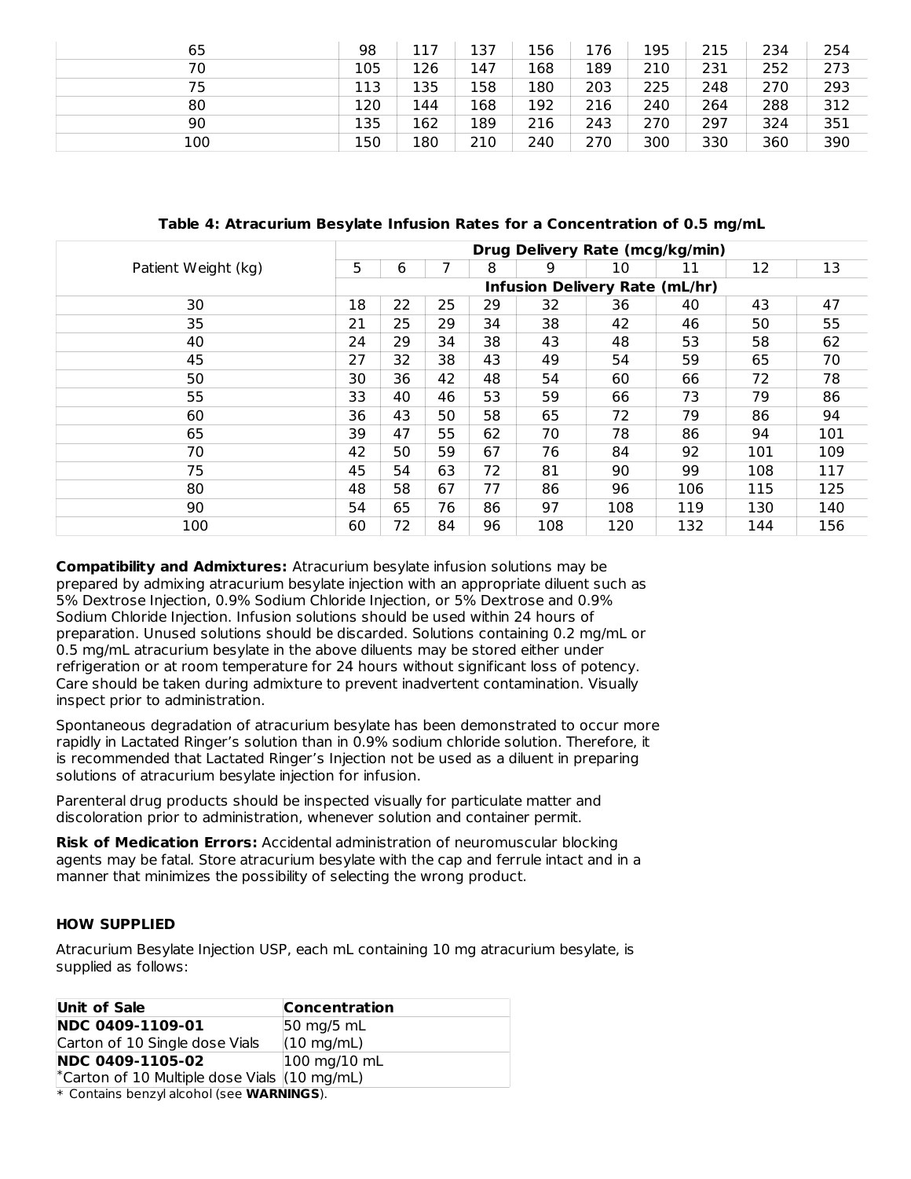| 65 | 98 | 117 | 137 | 156 | 176 | 195 | 215 | 234 | 254 |
|---|---|---|---|---|---|---|---|---|---|
| 70 | 105 | 126 | 147 | 168 | 189 | 210 | 231 | 252 | 273 |
| 75 | 113 | 135 | 158 | 180 | 203 | 225 | 248 | 270 | 293 |
| 80 | 120 | 144 | 168 | 192 | 216 | 240 | 264 | 288 | 312 |
| 90 | 135 | 162 | 189 | 216 | 243 | 270 | 297 | 324 | 351 |
| 100 | 150 | 180 | 210 | 240 | 270 | 300 | 330 | 360 | 390 |

**Table 4: Atracurium Besylate Infusion Rates for a Concentration of 0.5 mg/mL**

| Patient Weight (kg) | **Drug Delivery Rate (mcg/kg/min)** | | | | | | | | |
|---|---|---|---|---|---|---|---|---|---|
| | 5 | 6 | 7 | 8 | 9 | 10 | 11 | 12 | 13 |
| | **Infusion Delivery Rate (mL/hr)** | | | | | | | | |
| 30 | 18 | 22 | 25 | 29 | 32 | 36 | 40 | 43 | 47 |
| 35 | 21 | 25 | 29 | 34 | 38 | 42 | 46 | 50 | 55 |
| 40 | 24 | 29 | 34 | 38 | 43 | 48 | 53 | 58 | 62 |
| 45 | 27 | 32 | 38 | 43 | 49 | 54 | 59 | 65 | 70 |
| 50 | 30 | 36 | 42 | 48 | 54 | 60 | 66 | 72 | 78 |
| 55 | 33 | 40 | 46 | 53 | 59 | 66 | 73 | 79 | 86 |
| 60 | 36 | 43 | 50 | 58 | 65 | 72 | 79 | 86 | 94 |
| 65 | 39 | 47 | 55 | 62 | 70 | 78 | 86 | 94 | 101 |
| 70 | 42 | 50 | 59 | 67 | 76 | 84 | 92 | 101 | 109 |
| 75 | 45 | 54 | 63 | 72 | 81 | 90 | 99 | 108 | 117 |
| 80 | 48 | 58 | 67 | 77 | 86 | 96 | 106 | 115 | 125 |
| 90 | 54 | 65 | 76 | 86 | 97 | 108 | 119 | 130 | 140 |
| 100 | 60 | 72 | 84 | 96 | 108 | 120 | 132 | 144 | 156 |

**Compatibility and Admixtures:** Atracurium besylate infusion solutions may be prepared by admixing atracurium besylate injection with an appropriate diluent such as 5% Dextrose Injection, 0.9% Sodium Chloride Injection, or 5% Dextrose and 0.9% Sodium Chloride Injection. Infusion solutions should be used within 24 hours of preparation. Unused solutions should be discarded. Solutions containing 0.2 mg/mL or 0.5 mg/mL atracurium besylate in the above diluents may be stored either under refrigeration or at room temperature for 24 hours without significant loss of potency. Care should be taken during admixture to prevent inadvertent contamination. Visually inspect prior to administration.

Spontaneous degradation of atracurium besylate has been demonstrated to occur more rapidly in Lactated Ringer's solution than in 0.9% sodium chloride solution. Therefore, it is recommended that Lactated Ringer's Injection not be used as a diluent in preparing solutions of atracurium besylate injection for infusion.

Parenteral drug products should be inspected visually for particulate matter and discoloration prior to administration, whenever solution and container permit.

**Risk of Medication Errors:** Accidental administration of neuromuscular blocking agents may be fatal. Store atracurium besylate with the cap and ferrule intact and in a manner that minimizes the possibility of selecting the wrong product.

## HOW SUPPLIED

Atracurium Besylate Injection USP, each mL containing 10 mg atracurium besylate, is supplied as follows:

| Unit of Sale | Concentration |
|---|---|
| **NDC 0409-1109-01** Carton of 10 Single dose Vials | 50 mg/5 mL (10 mg/mL) |
| **NDC 0409-1105-02** *Carton of 10 Multiple dose Vials | 100 mg/10 mL (10 mg/mL) |

* Contains benzyl alcohol (see **WARNINGS**).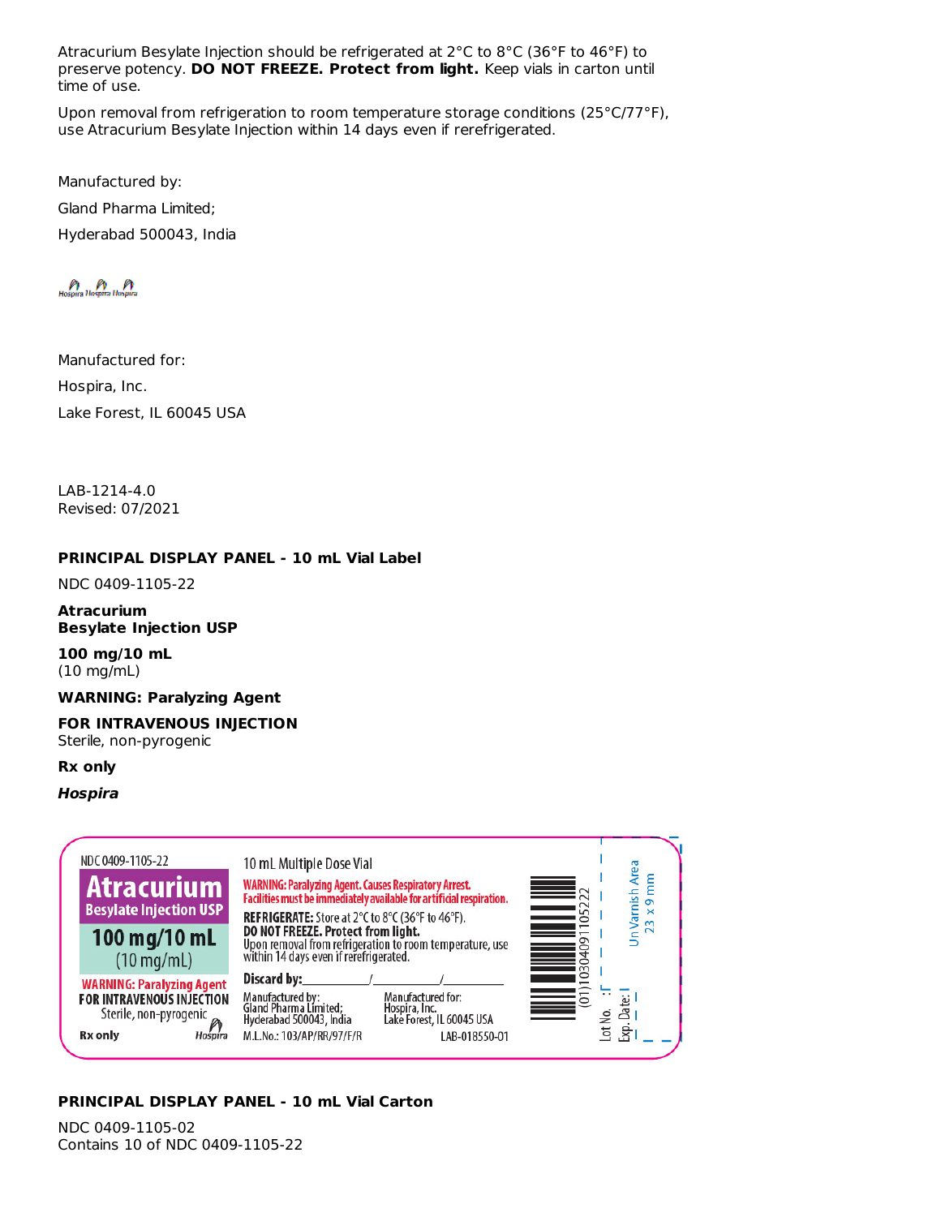Atracurium Besylate Injection should be refrigerated at 2°C to 8°C (36°F to 46°F) to preserve potency. **DO NOT FREEZE. Protect from light.** Keep vials in carton until time of use.

Upon removal from refrigeration to room temperature storage conditions (25°C/77°F), use Atracurium Besylate Injection within 14 days even if rerefrigerated.

Manufactured by:

Gland Pharma Limited;

Hyderabad 500043, India

Manufactured for:

Hospira, Inc.

Lake Forest, IL 60045 USA

LAB-1214-4.0
Revised: 07/2021

**PRINCIPAL DISPLAY PANEL - 10 mL Vial Label**

NDC 0409-1105-22

**Atracurium**
**Besylate Injection USP**

**100 mg/10 mL**
(10 mg/mL)

**WARNING: Paralyzing Agent**

**FOR INTRAVENOUS INJECTION**
Sterile, non-pyrogenic

**Rx only**

***Hospira***

NDC 0409-1105-22

**Atracurium**
**Besylate Injection USP**

**100 mg/10 mL**
(10 mg/mL)

**WARNING: Paralyzing Agent**
**FOR INTRAVENOUS INJECTION**
Sterile, non-pyrogenic

**Rx only** Hospira

10 mL Multiple Dose Vial

**WARNING: Paralyzing Agent. Causes Respiratory Arrest. Facilities must be immediately available for artificial respiration.**

**REFRIGERATE:** Store at 2°C to 8°C (36°F to 46°F).
**DO NOT FREEZE. Protect from light.**
Upon removal from refrigeration to room temperature, use within 14 days even if rerefrigerated.

**Discard by:**\_\_\_\_\_\_/\_\_\_\_\_\_/\_\_\_\_\_\_

Manufactured by:
Gland Pharma Limited;
Hyderabad 500043, India

Manufactured for:
Hospira, Inc.
Lake Forest, IL 60045 USA

M.L.No.: 103/AP/RR/97/F/R

LAB-018550-01

(01)10304091105222

Lot No.:

Exp. Date:

UnVarnish Area
23 x 9 mm

**PRINCIPAL DISPLAY PANEL - 10 mL Vial Carton**

NDC 0409-1105-02
Contains 10 of NDC 0409-1105-22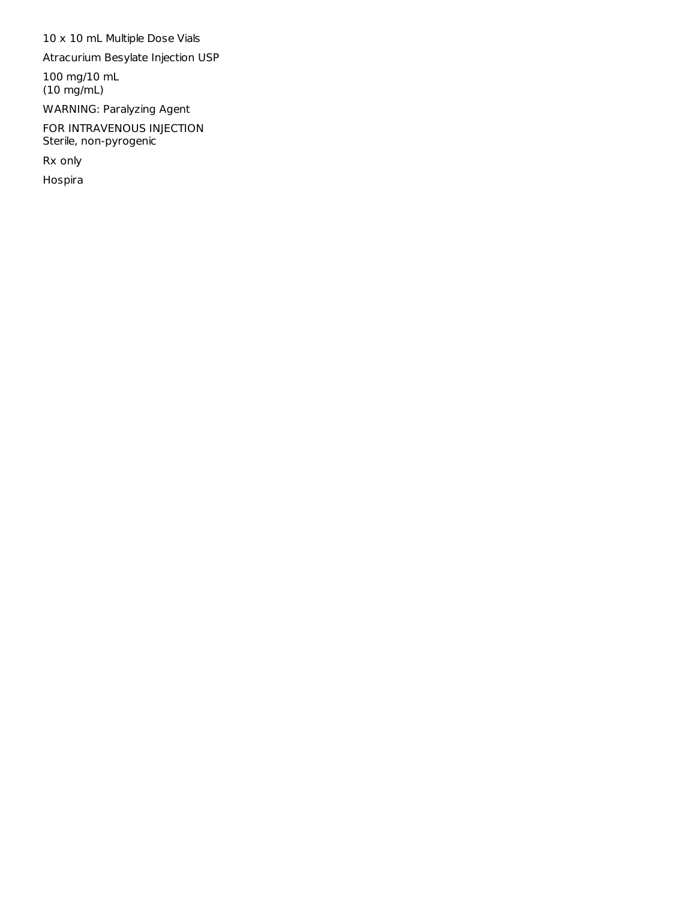10 x 10 mL Multiple Dose Vials

Atracurium Besylate Injection USP

100 mg/10 mL
(10 mg/mL)

WARNING: Paralyzing Agent

FOR INTRAVENOUS INJECTION
Sterile, non-pyrogenic

Rx only

Hospira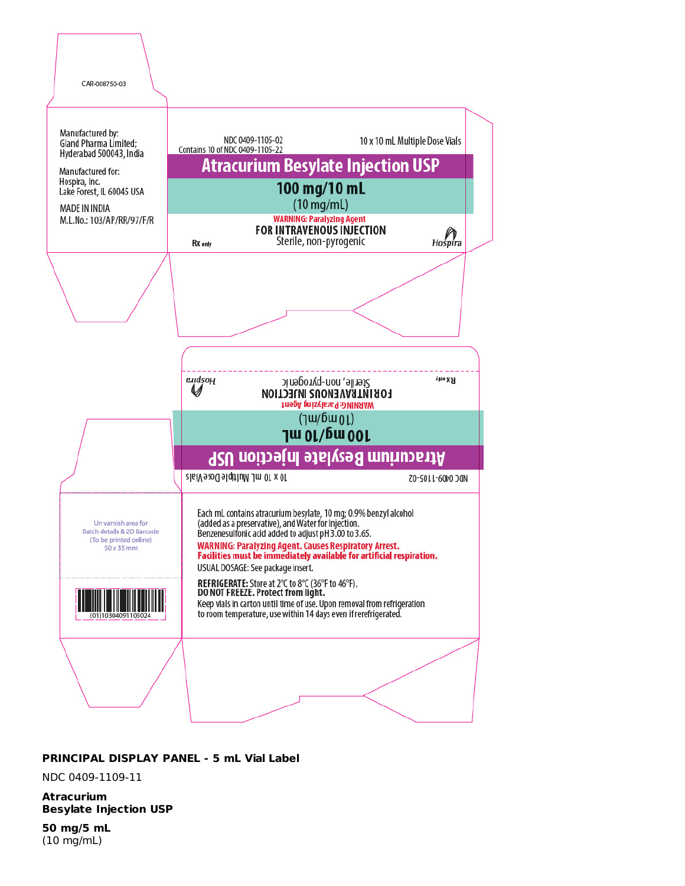CAR-008750-03

Manufactured by:
Gland Pharma Limited;
Hyderabad 500043, India

Manufactured for:
Hospira, Inc.
Lake Forest, IL 60045 USA

MADE IN INDIA
M.L.No.: 103/AP/RR/97/F/R

NDC 0409-1105-02
Contains 10 of NDC 0409-1105-22

10 x 10 mL Multiple Dose Vials

**Atracurium Besylate Injection USP**

**100 mg/10 mL**
(10 mg/mL)

**WARNING: Paralyzing Agent**
**FOR INTRAVENOUS INJECTION**
Sterile, non-pyrogenic

Rx only

Hospira

Hospira

Sterile, non-pyrogenic
**FOR INTRAVENOUS INJECTION**
**WARNING: Paralyzing Agent**

Rx only

(10 mg/mL)
**100 mg/10 mL**

**Atracurium Besylate Injection USP**

10 x 10 mL Multiple Dose Vials

NDC 0409-1105-02

Un varnish area for
Batch details & 2D Barcode
(To be printed online)
50 x 35 mm

(01)10304091105024

Each mL contains atracurium besylate, 10 mg; 0.9% benzyl alcohol (added as a preservative), and Water for Injection.
Benzenesulfonic acid added to adjust pH 3.00 to 3.65.

**WARNING: Paralyzing Agent. Causes Respiratory Arrest.**
**Facilities must be immediately available for artificial respiration.**

USUAL DOSAGE: See package insert.

**REFRIGERATE:** Store at 2°C to 8°C (36°F to 46°F).
**DO NOT FREEZE. Protect from light.**
Keep vials in carton until time of use. Upon removal from refrigeration to room temperature, use within 14 days even if rerefrigerated.

**PRINCIPAL DISPLAY PANEL - 5 mL Vial Label**

NDC 0409-1109-11

**Atracurium Besylate Injection USP**

**50 mg/5 mL**
(10 mg/mL)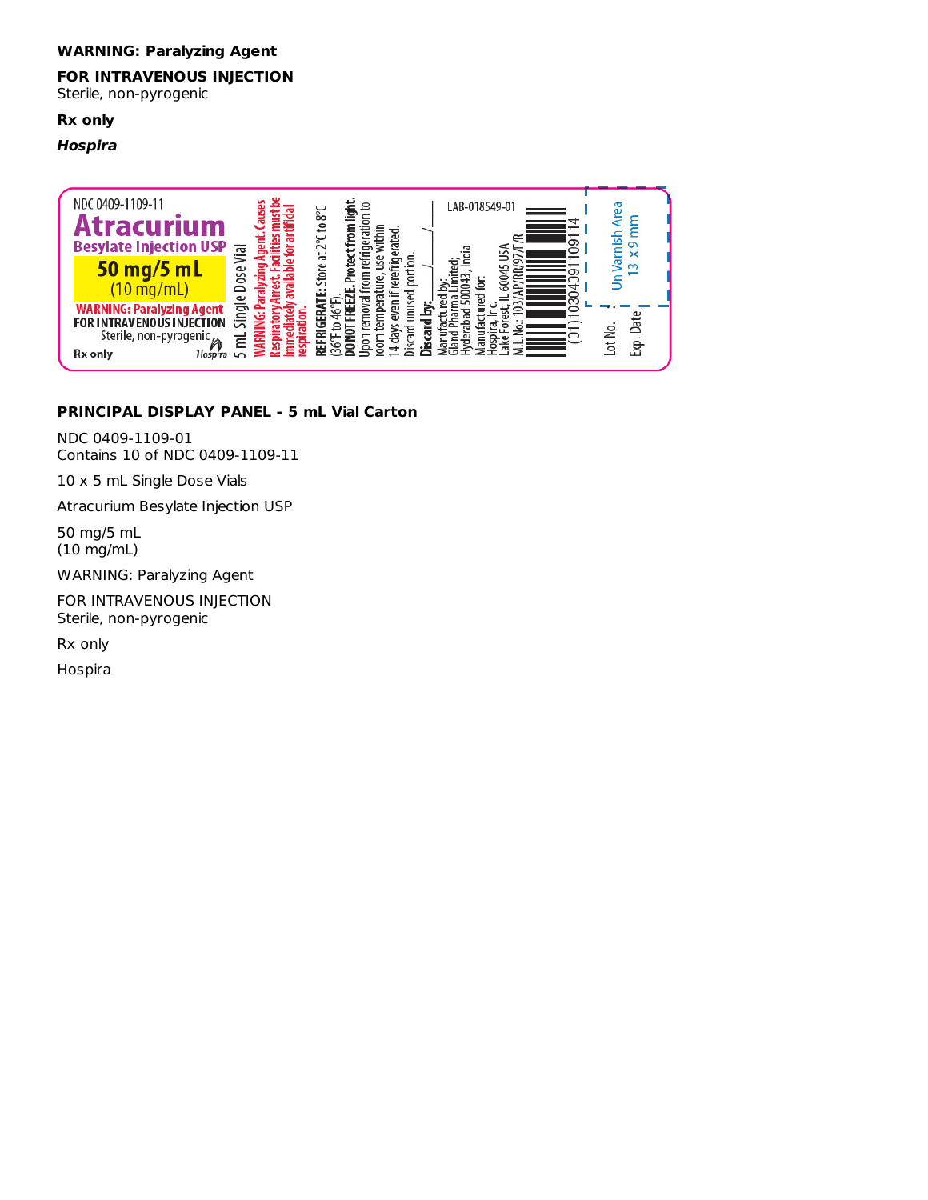**WARNING: Paralyzing Agent**

**FOR INTRAVENOUS INJECTION**
Sterile, non-pyrogenic

**Rx only**

***Hospira***

NDC 0409-1109-11

**Atracurium**
**Besylate Injection USP**

**50 mg/5 mL**
(10 mg/mL)

**WARNING: Paralyzing Agent**
**FOR INTRAVENOUS INJECTION**
Sterile, non-pyrogenic

**Rx only**

Hospira

5 mL Single Dose Vial

**WARNING: Paralyzing Agent. Causes Respiratory Arrest. Facilities must be immediately available for artificial respiration.**

**REFRIGERATE:** Store at 2°C to 8°C (36°F to 46°F).
**DO NOT FREEZE. Protect from light.**
Upon removal from refrigeration to room temperature, use within 14 days even if rerefrigerated.
Discard unused portion.
**Discard by:** ___/___/___

LAB-018549-01

Manufactured by:
Gland Pharma Limited;
Hyderabad 500043, India
Manufactured for:
Hospira, Inc.
Lake Forest, IL 60045 USA
M.L.No.: 103/AP/RR/97/F/R

(01)10304091109114

Lot No.
Exp. Date:

Un Varnish Area
13 x 9 mm

**PRINCIPAL DISPLAY PANEL - 5 mL Vial Carton**

NDC 0409-1109-01
Contains 10 of NDC 0409-1109-11

10 x 5 mL Single Dose Vials

Atracurium Besylate Injection USP

50 mg/5 mL
(10 mg/mL)

WARNING: Paralyzing Agent

FOR INTRAVENOUS INJECTION
Sterile, non-pyrogenic

Rx only

Hospira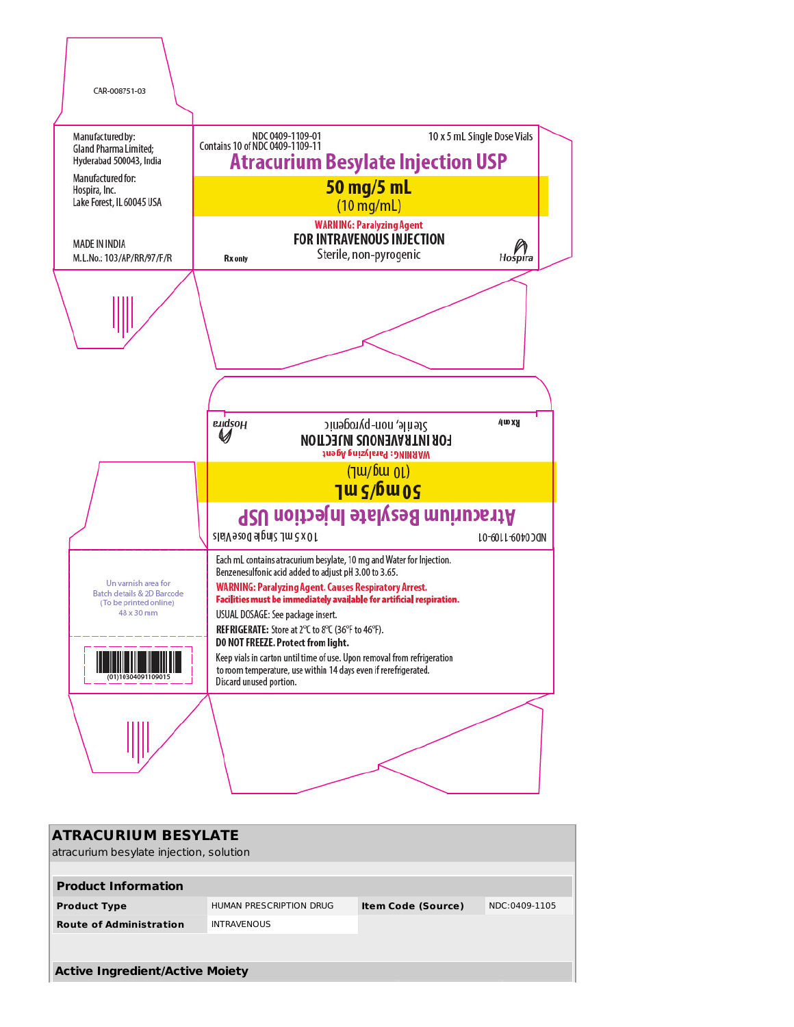CAR-008751-03

Manufactured by:
Gland Pharma Limited;
Hyderabad 500043, India

Manufactured for:
Hospira, Inc.
Lake Forest, IL 60045 USA

MADE IN INDIA
M.L.No.: 103/AP/RR/97/F/R

NDC 0409-1109-01
Contains 10 of NDC 0409-1109-11

10 x 5 mL Single Dose Vials

**Atracurium Besylate Injection USP**

**50 mg/5 mL**
(10 mg/mL)

**WARNING: Paralyzing Agent**
**FOR INTRAVENOUS INJECTION**
Sterile, non-pyrogenic

**Rx only**

Hospira

Hospira

Sterile, non-pyrogenic
**FOR INTRAVENOUS INJECTION**
**WARNING: Paralyzing Agent**

(10 mg/mL)
**50 mg/5 mL**

**Atracurium Besylate Injection USP**

10 x 5 mL Single Dose Vials

NDC 0409-1109-01

**Rx only**

Un varnish area for
Batch details & 2D Barcode
(To be printed online)
48 x 30 mm

(01)10304091109015

Each mL contains atracurium besylate, 10 mg and Water for Injection. Benzenesulfonic acid added to adjust pH 3.00 to 3.65.

**WARNING: Paralyzing Agent. Causes Respiratory Arrest.**
**Facilities must be immediately available for artificial respiration.**

USUAL DOSAGE: See package insert.

**REFRIGERATE:** Store at 2°C to 8°C (36°F to 46°F).
**DO NOT FREEZE. Protect from light.**

Keep vials in carton until time of use. Upon removal from refrigeration to room temperature, use within 14 days even if rerefrigerated. Discard unused portion.

## ATRACURIUM BESYLATE

atracurium besylate injection, solution

| Product Information | | | |
|---|---|---|---|
| **Product Type** | HUMAN PRESCRIPTION DRUG | **Item Code (Source)** | NDC:0409-1105 |
| **Route of Administration** | INTRAVENOUS | | |

**Active Ingredient/Active Moiety**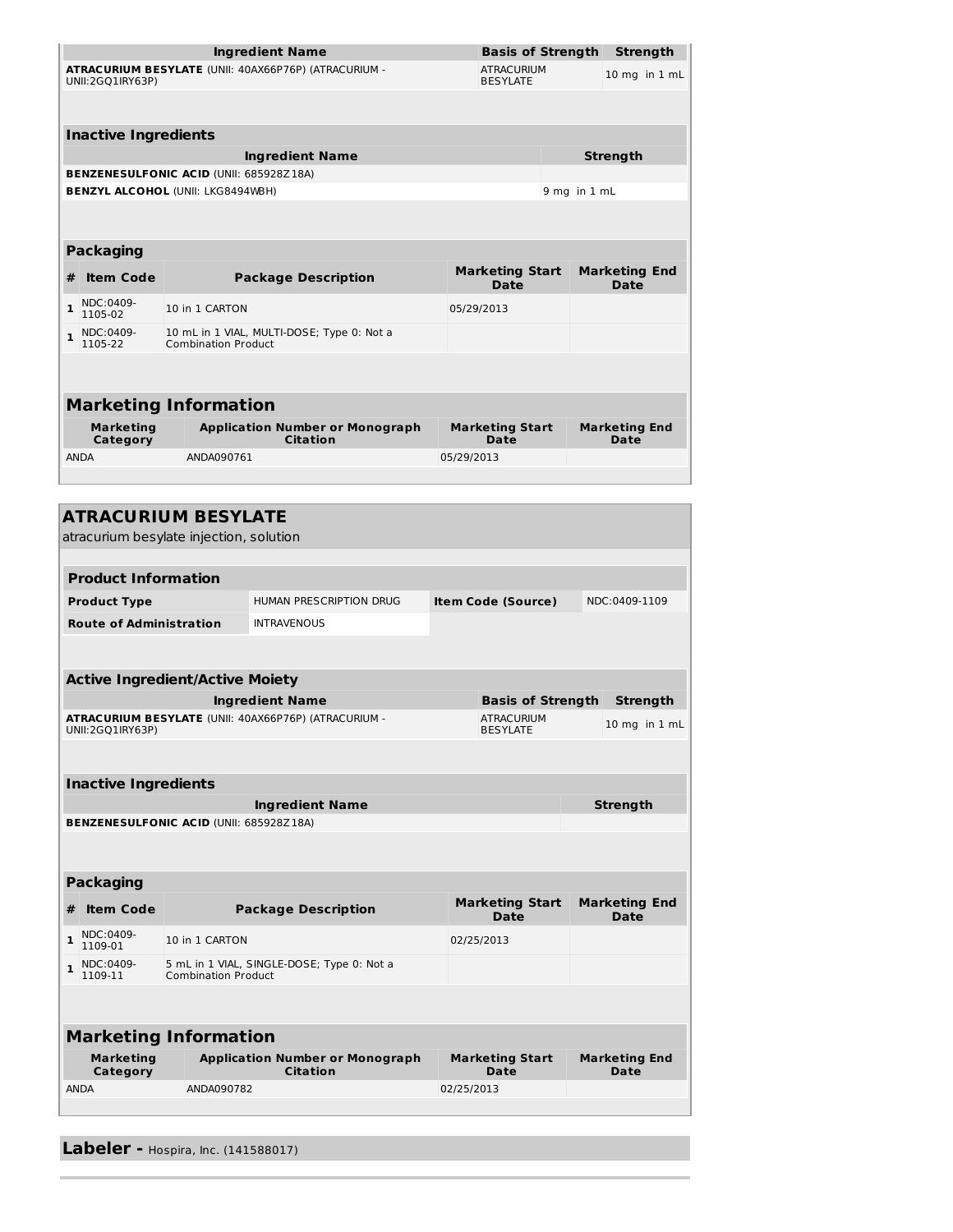| Ingredient Name | Basis of Strength | Strength |
| --- | --- | --- |
| **ATRACURIUM BESYLATE** (UNII: 40AX66P76P) (ATRACURIUM - UNII:2GQ1IRY63P) | ATRACURIUM BESYLATE | 10 mg in 1 mL |

### Inactive Ingredients

| Ingredient Name | Strength |
| --- | --- |
| **BENZENESULFONIC ACID** (UNII: 685928Z18A) | |
| **BENZYL ALCOHOL** (UNII: LKG8494WBH) | 9 mg in 1 mL |

### Packaging

| # | Item Code | Package Description | Marketing Start Date | Marketing End Date |
| --- | --- | --- | --- | --- |
| 1 | NDC:0409-1105-02 | 10 in 1 CARTON | 05/29/2013 | |
| 1 | NDC:0409-1105-22 | 10 mL in 1 VIAL, MULTI-DOSE; Type 0: Not a Combination Product | | |

### Marketing Information

| Marketing Category | Application Number or Monograph Citation | Marketing Start Date | Marketing End Date |
| --- | --- | --- | --- |
| ANDA | ANDA090761 | 05/29/2013 | |

## ATRACURIUM BESYLATE

atracurium besylate injection, solution

### Product Information

| | | | |
| --- | --- | --- | --- |
| **Product Type** | HUMAN PRESCRIPTION DRUG | **Item Code (Source)** | NDC:0409-1109 |
| **Route of Administration** | INTRAVENOUS | | |

### Active Ingredient/Active Moiety

| Ingredient Name | Basis of Strength | Strength |
| --- | --- | --- |
| **ATRACURIUM BESYLATE** (UNII: 40AX66P76P) (ATRACURIUM - UNII:2GQ1IRY63P) | ATRACURIUM BESYLATE | 10 mg in 1 mL |

### Inactive Ingredients

| Ingredient Name | Strength |
| --- | --- |
| **BENZENESULFONIC ACID** (UNII: 685928Z18A) | |

### Packaging

| # | Item Code | Package Description | Marketing Start Date | Marketing End Date |
| --- | --- | --- | --- | --- |
| 1 | NDC:0409-1109-01 | 10 in 1 CARTON | 02/25/2013 | |
| 1 | NDC:0409-1109-11 | 5 mL in 1 VIAL, SINGLE-DOSE; Type 0: Not a Combination Product | | |

### Marketing Information

| Marketing Category | Application Number or Monograph Citation | Marketing Start Date | Marketing End Date |
| --- | --- | --- | --- |
| ANDA | ANDA090782 | 02/25/2013 | |

**Labeler -** Hospira, Inc. (141588017)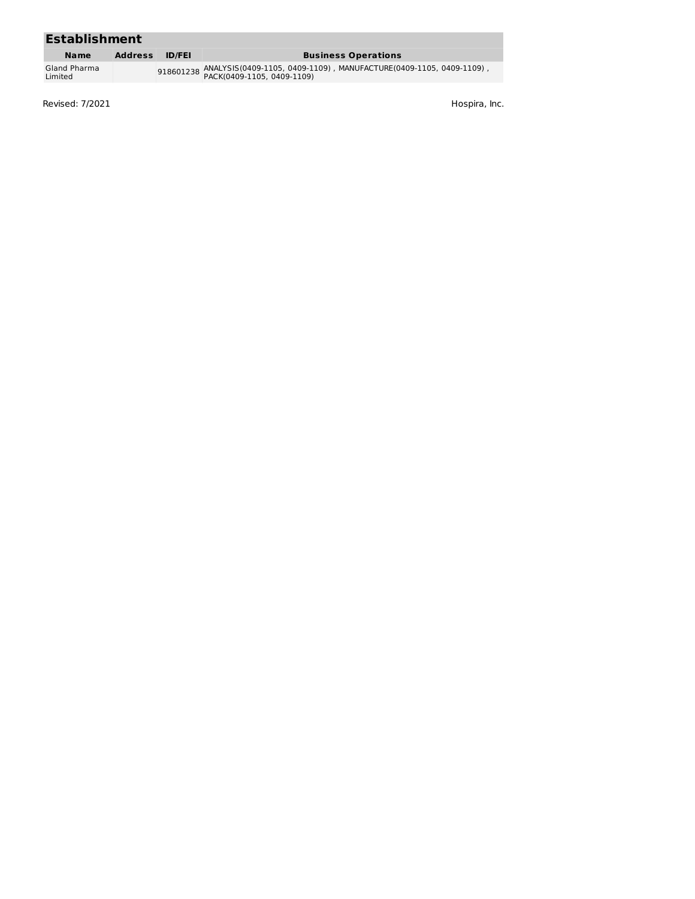## Establishment

| Name | Address | ID/FEI | Business Operations |
| --- | --- | --- | --- |
| Gland Pharma Limited | | 918601238 | ANALYSIS(0409-1105, 0409-1109) , MANUFACTURE(0409-1105, 0409-1109) , PACK(0409-1105, 0409-1109) |

Revised: 7/2021

Hospira, Inc.